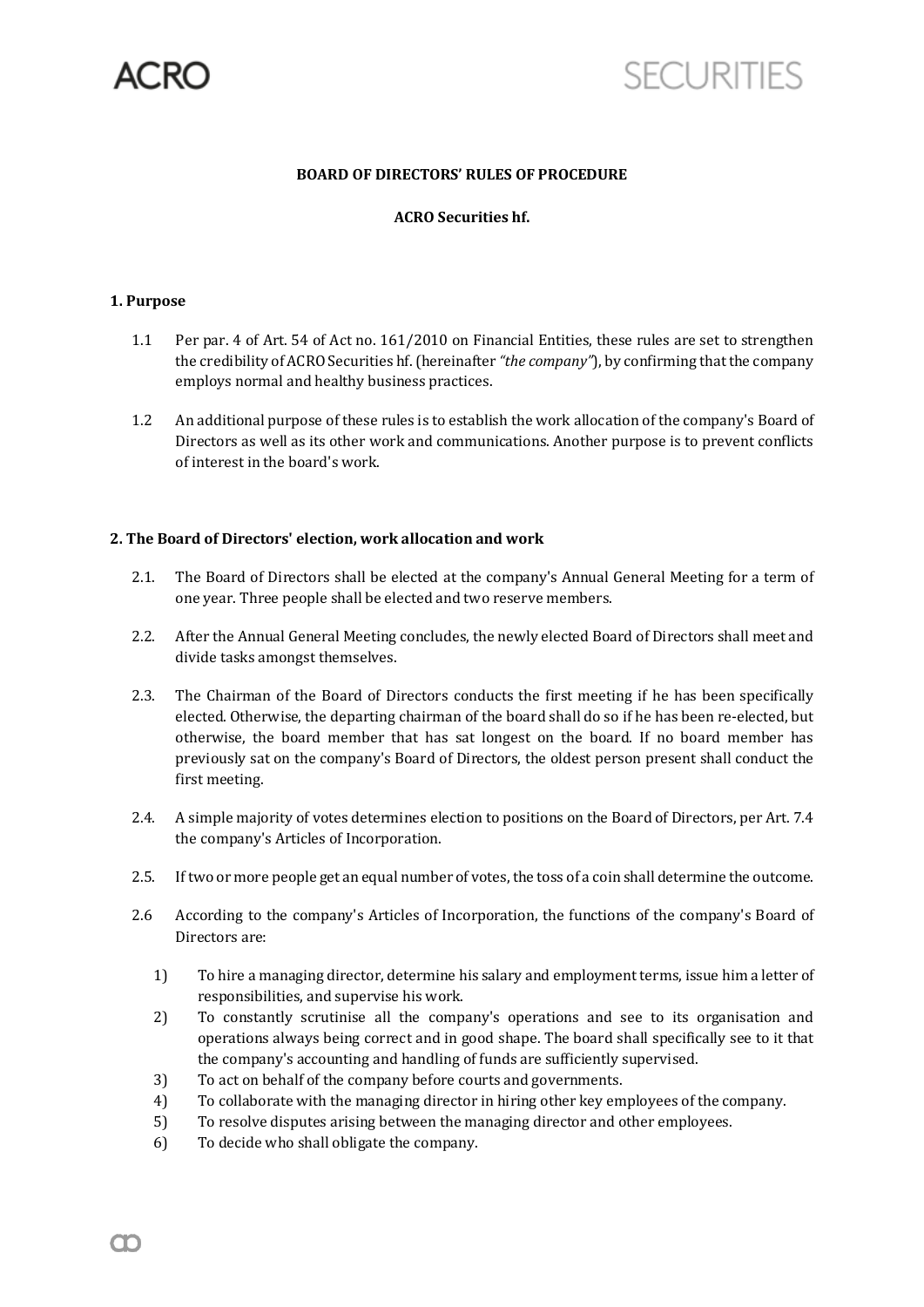**BOARD OF DIRECTORS' RULES OF PROCEDURE**

**ACRO Securities hf.**

## 1. Purpose

1.1 Per par. 4 of Art. 54 of Act no. 161/2010 on Financial Entities, these rules are set to strengthen the credibility of ACRO Securities hf. (hereinafter *"the company"*), by confirming that the company employs normal and healthy business practices.

1.2 An additional purpose of these rules is to establish the work allocation of the company's Board of Directors as well as its other work and communications. Another purpose is to prevent conflicts of interest in the board's work.

## 2. The Board of Directors' election, work allocation and work

2.1. The Board of Directors shall be elected at the company's Annual General Meeting for a term of one year. Three people shall be elected and two reserve members.

2.2. After the Annual General Meeting concludes, the newly elected Board of Directors shall meet and divide tasks amongst themselves.

2.3. The Chairman of the Board of Directors conducts the first meeting if he has been specifically elected. Otherwise, the departing chairman of the board shall do so if he has been re-elected, but otherwise, the board member that has sat longest on the board. If no board member has previously sat on the company's Board of Directors, the oldest person present shall conduct the first meeting.

2.4. A simple majority of votes determines election to positions on the Board of Directors, per Art. 7.4 the company's Articles of Incorporation.

2.5. If two or more people get an equal number of votes, the toss of a coin shall determine the outcome.

2.6 According to the company's Articles of Incorporation, the functions of the company's Board of Directors are:

1) To hire a managing director, determine his salary and employment terms, issue him a letter of responsibilities, and supervise his work.
2) To constantly scrutinise all the company's operations and see to its organisation and operations always being correct and in good shape. The board shall specifically see to it that the company's accounting and handling of funds are sufficiently supervised.
3) To act on behalf of the company before courts and governments.
4) To collaborate with the managing director in hiring other key employees of the company.
5) To resolve disputes arising between the managing director and other employees.
6) To decide who shall obligate the company.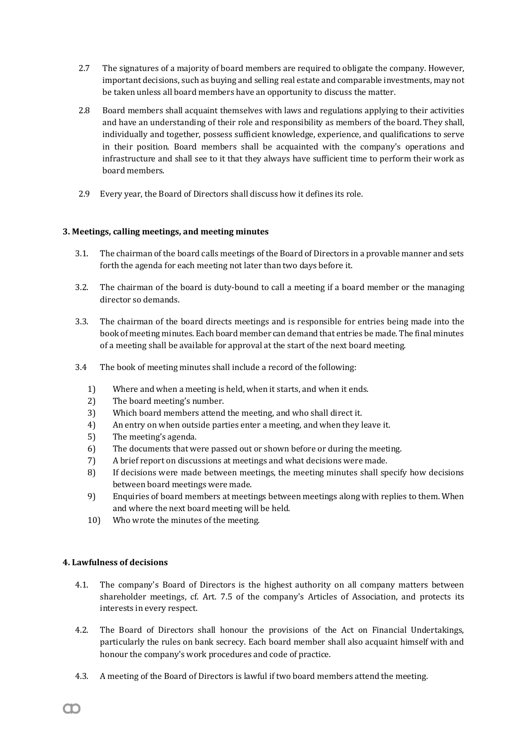2.7 The signatures of a majority of board members are required to obligate the company. However, important decisions, such as buying and selling real estate and comparable investments, may not be taken unless all board members have an opportunity to discuss the matter.

2.8 Board members shall acquaint themselves with laws and regulations applying to their activities and have an understanding of their role and responsibility as members of the board. They shall, individually and together, possess sufficient knowledge, experience, and qualifications to serve in their position. Board members shall be acquainted with the company's operations and infrastructure and shall see to it that they always have sufficient time to perform their work as board members.

2.9 Every year, the Board of Directors shall discuss how it defines its role.

**3. Meetings, calling meetings, and meeting minutes**

3.1. The chairman of the board calls meetings of the Board of Directors in a provable manner and sets forth the agenda for each meeting not later than two days before it.

3.2. The chairman of the board is duty-bound to call a meeting if a board member or the managing director so demands.

3.3. The chairman of the board directs meetings and is responsible for entries being made into the book of meeting minutes. Each board member can demand that entries be made. The final minutes of a meeting shall be available for approval at the start of the next board meeting.

3.4 The book of meeting minutes shall include a record of the following:

1) Where and when a meeting is held, when it starts, and when it ends.
2) The board meeting's number.
3) Which board members attend the meeting, and who shall direct it.
4) An entry on when outside parties enter a meeting, and when they leave it.
5) The meeting's agenda.
6) The documents that were passed out or shown before or during the meeting.
7) A brief report on discussions at meetings and what decisions were made.
8) If decisions were made between meetings, the meeting minutes shall specify how decisions between board meetings were made.
9) Enquiries of board members at meetings between meetings along with replies to them. When and where the next board meeting will be held.
10) Who wrote the minutes of the meeting.

**4. Lawfulness of decisions**

4.1. The company's Board of Directors is the highest authority on all company matters between shareholder meetings, cf. Art. 7.5 of the company's Articles of Association, and protects its interests in every respect.

4.2. The Board of Directors shall honour the provisions of the Act on Financial Undertakings, particularly the rules on bank secrecy. Each board member shall also acquaint himself with and honour the company's work procedures and code of practice.

4.3. A meeting of the Board of Directors is lawful if two board members attend the meeting.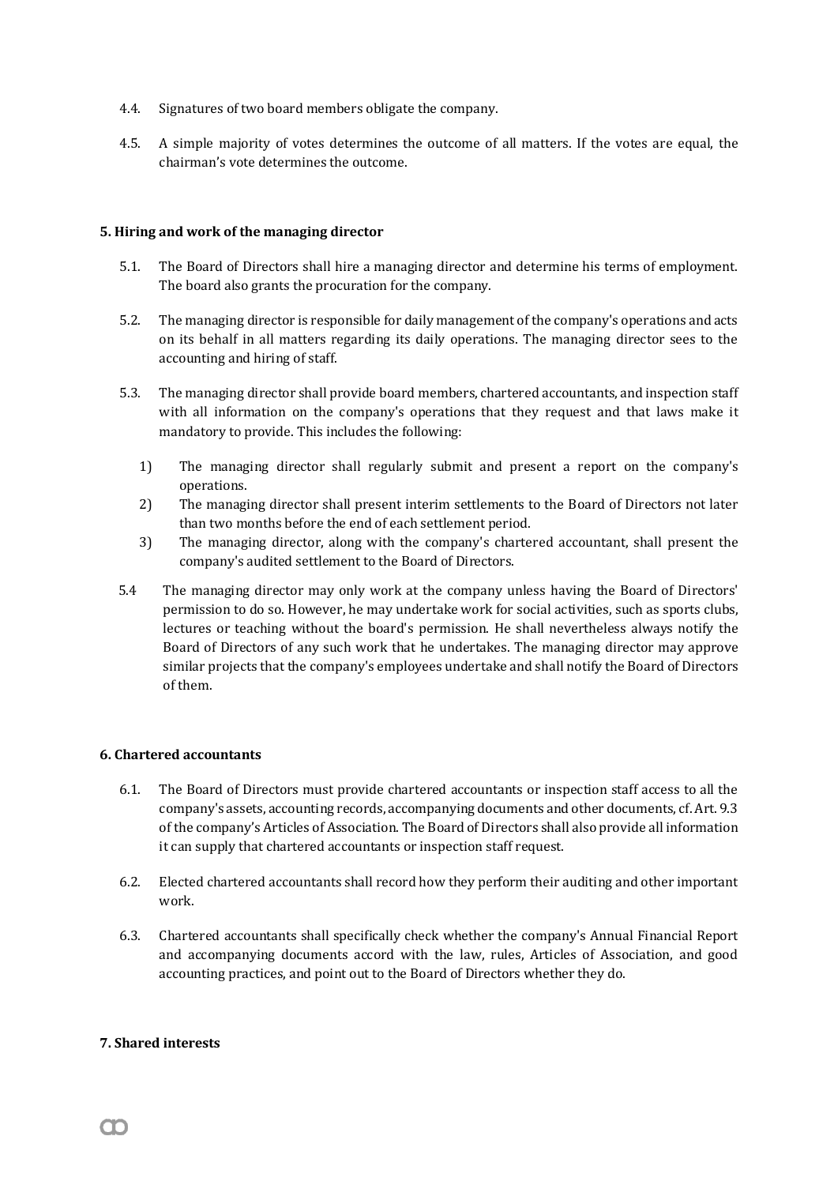4.4. Signatures of two board members obligate the company.

4.5. A simple majority of votes determines the outcome of all matters. If the votes are equal, the chairman's vote determines the outcome.

**5. Hiring and work of the managing director**

5.1. The Board of Directors shall hire a managing director and determine his terms of employment. The board also grants the procuration for the company.

5.2. The managing director is responsible for daily management of the company's operations and acts on its behalf in all matters regarding its daily operations. The managing director sees to the accounting and hiring of staff.

5.3. The managing director shall provide board members, chartered accountants, and inspection staff with all information on the company's operations that they request and that laws make it mandatory to provide. This includes the following:

1) The managing director shall regularly submit and present a report on the company's operations.
2) The managing director shall present interim settlements to the Board of Directors not later than two months before the end of each settlement period.
3) The managing director, along with the company's chartered accountant, shall present the company's audited settlement to the Board of Directors.

5.4 The managing director may only work at the company unless having the Board of Directors' permission to do so. However, he may undertake work for social activities, such as sports clubs, lectures or teaching without the board's permission. He shall nevertheless always notify the Board of Directors of any such work that he undertakes. The managing director may approve similar projects that the company's employees undertake and shall notify the Board of Directors of them.

**6. Chartered accountants**

6.1. The Board of Directors must provide chartered accountants or inspection staff access to all the company's assets, accounting records, accompanying documents and other documents, cf. Art. 9.3 of the company's Articles of Association. The Board of Directors shall also provide all information it can supply that chartered accountants or inspection staff request.

6.2. Elected chartered accountants shall record how they perform their auditing and other important work.

6.3. Chartered accountants shall specifically check whether the company's Annual Financial Report and accompanying documents accord with the law, rules, Articles of Association, and good accounting practices, and point out to the Board of Directors whether they do.

**7. Shared interests**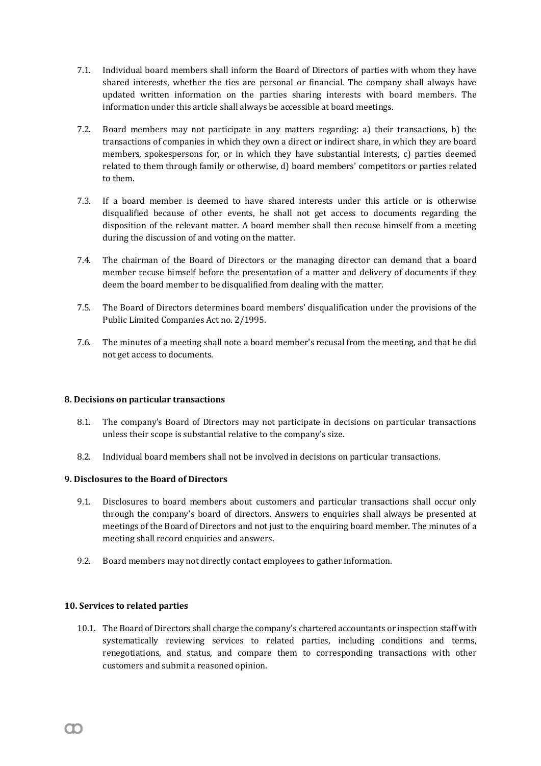7.1. Individual board members shall inform the Board of Directors of parties with whom they have shared interests, whether the ties are personal or financial. The company shall always have updated written information on the parties sharing interests with board members. The information under this article shall always be accessible at board meetings.

7.2. Board members may not participate in any matters regarding: a) their transactions, b) the transactions of companies in which they own a direct or indirect share, in which they are board members, spokespersons for, or in which they have substantial interests, c) parties deemed related to them through family or otherwise, d) board members' competitors or parties related to them.

7.3. If a board member is deemed to have shared interests under this article or is otherwise disqualified because of other events, he shall not get access to documents regarding the disposition of the relevant matter. A board member shall then recuse himself from a meeting during the discussion of and voting on the matter.

7.4. The chairman of the Board of Directors or the managing director can demand that a board member recuse himself before the presentation of a matter and delivery of documents if they deem the board member to be disqualified from dealing with the matter.

7.5. The Board of Directors determines board members' disqualification under the provisions of the Public Limited Companies Act no. 2/1995.

7.6. The minutes of a meeting shall note a board member's recusal from the meeting, and that he did not get access to documents.

**8. Decisions on particular transactions**

8.1. The company's Board of Directors may not participate in decisions on particular transactions unless their scope is substantial relative to the company's size.

8.2. Individual board members shall not be involved in decisions on particular transactions.

**9. Disclosures to the Board of Directors**

9.1. Disclosures to board members about customers and particular transactions shall occur only through the company's board of directors. Answers to enquiries shall always be presented at meetings of the Board of Directors and not just to the enquiring board member. The minutes of a meeting shall record enquiries and answers.

9.2. Board members may not directly contact employees to gather information.

**10. Services to related parties**

10.1. The Board of Directors shall charge the company's chartered accountants or inspection staff with systematically reviewing services to related parties, including conditions and terms, renegotiations, and status, and compare them to corresponding transactions with other customers and submit a reasoned opinion.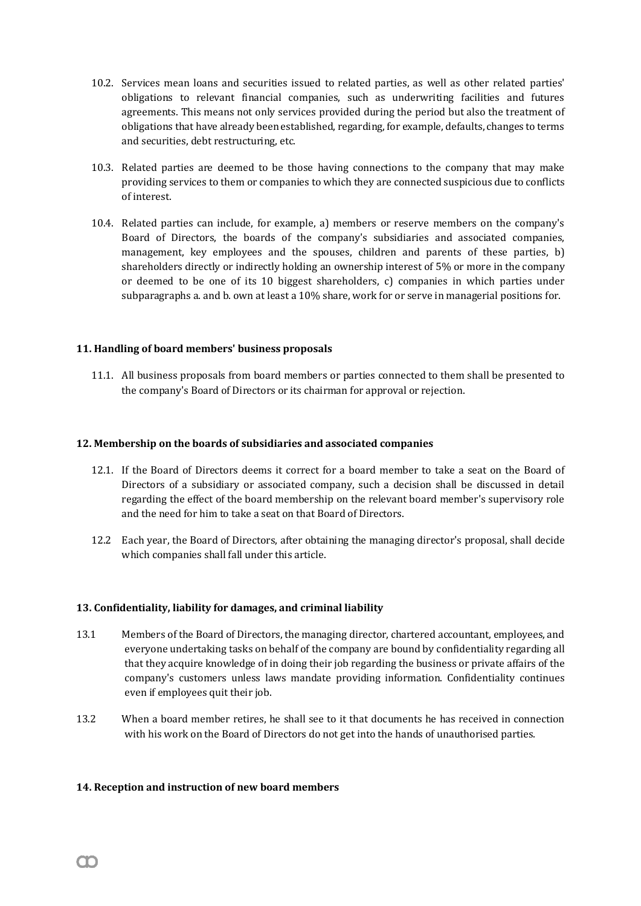10.2. Services mean loans and securities issued to related parties, as well as other related parties' obligations to relevant financial companies, such as underwriting facilities and futures agreements. This means not only services provided during the period but also the treatment of obligations that have already been established, regarding, for example, defaults, changes to terms and securities, debt restructuring, etc.

10.3. Related parties are deemed to be those having connections to the company that may make providing services to them or companies to which they are connected suspicious due to conflicts of interest.

10.4. Related parties can include, for example, a) members or reserve members on the company's Board of Directors, the boards of the company's subsidiaries and associated companies, management, key employees and the spouses, children and parents of these parties, b) shareholders directly or indirectly holding an ownership interest of 5% or more in the company or deemed to be one of its 10 biggest shareholders, c) companies in which parties under subparagraphs a. and b. own at least a 10% share, work for or serve in managerial positions for.

### 11. Handling of board members' business proposals

11.1. All business proposals from board members or parties connected to them shall be presented to the company's Board of Directors or its chairman for approval or rejection.

### 12. Membership on the boards of subsidiaries and associated companies

12.1. If the Board of Directors deems it correct for a board member to take a seat on the Board of Directors of a subsidiary or associated company, such a decision shall be discussed in detail regarding the effect of the board membership on the relevant board member's supervisory role and the need for him to take a seat on that Board of Directors.

12.2 Each year, the Board of Directors, after obtaining the managing director's proposal, shall decide which companies shall fall under this article.

### 13. Confidentiality, liability for damages, and criminal liability

13.1 Members of the Board of Directors, the managing director, chartered accountant, employees, and everyone undertaking tasks on behalf of the company are bound by confidentiality regarding all that they acquire knowledge of in doing their job regarding the business or private affairs of the company's customers unless laws mandate providing information. Confidentiality continues even if employees quit their job.

13.2 When a board member retires, he shall see to it that documents he has received in connection with his work on the Board of Directors do not get into the hands of unauthorised parties.

### 14. Reception and instruction of new board members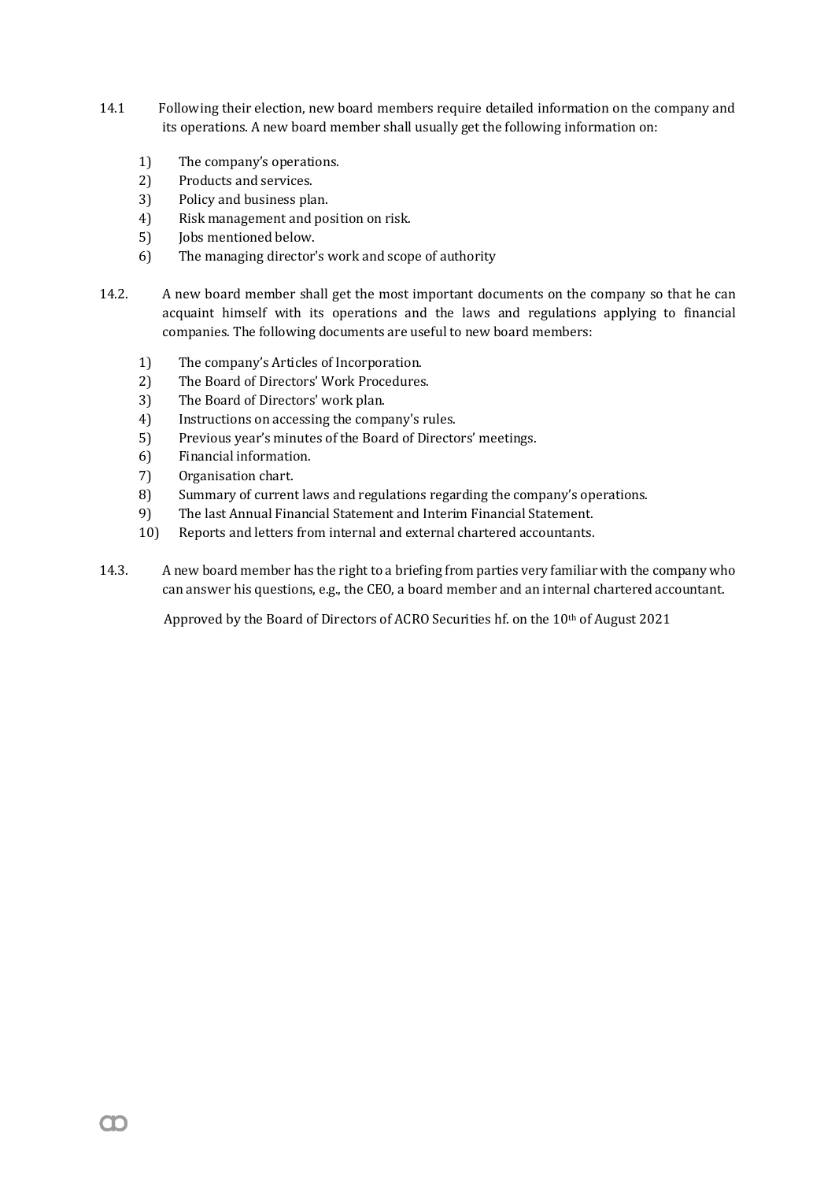14.1 Following their election, new board members require detailed information on the company and its operations. A new board member shall usually get the following information on:

1) The company's operations.
2) Products and services.
3) Policy and business plan.
4) Risk management and position on risk.
5) Jobs mentioned below.
6) The managing director's work and scope of authority

14.2. A new board member shall get the most important documents on the company so that he can acquaint himself with its operations and the laws and regulations applying to financial companies. The following documents are useful to new board members:

1) The company's Articles of Incorporation.
2) The Board of Directors' Work Procedures.
3) The Board of Directors' work plan.
4) Instructions on accessing the company's rules.
5) Previous year's minutes of the Board of Directors' meetings.
6) Financial information.
7) Organisation chart.
8) Summary of current laws and regulations regarding the company's operations.
9) The last Annual Financial Statement and Interim Financial Statement.
10) Reports and letters from internal and external chartered accountants.

14.3. A new board member has the right to a briefing from parties very familiar with the company who can answer his questions, e.g., the CEO, a board member and an internal chartered accountant.

Approved by the Board of Directors of ACRO Securities hf. on the 10th of August 2021